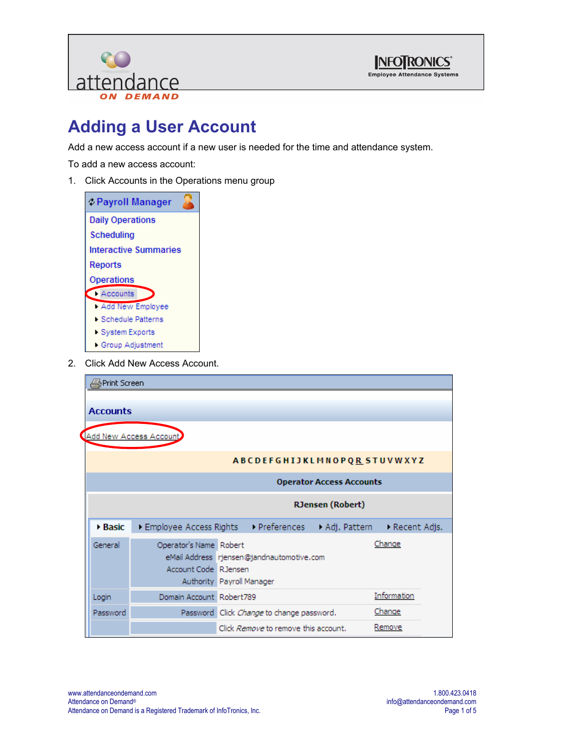# Adding a User Account

Add a new access account if a new user is needed for the time and attendance system.

To add a new access account:

1. Click Accounts in the Operations menu group

2. Click Add New Access Account.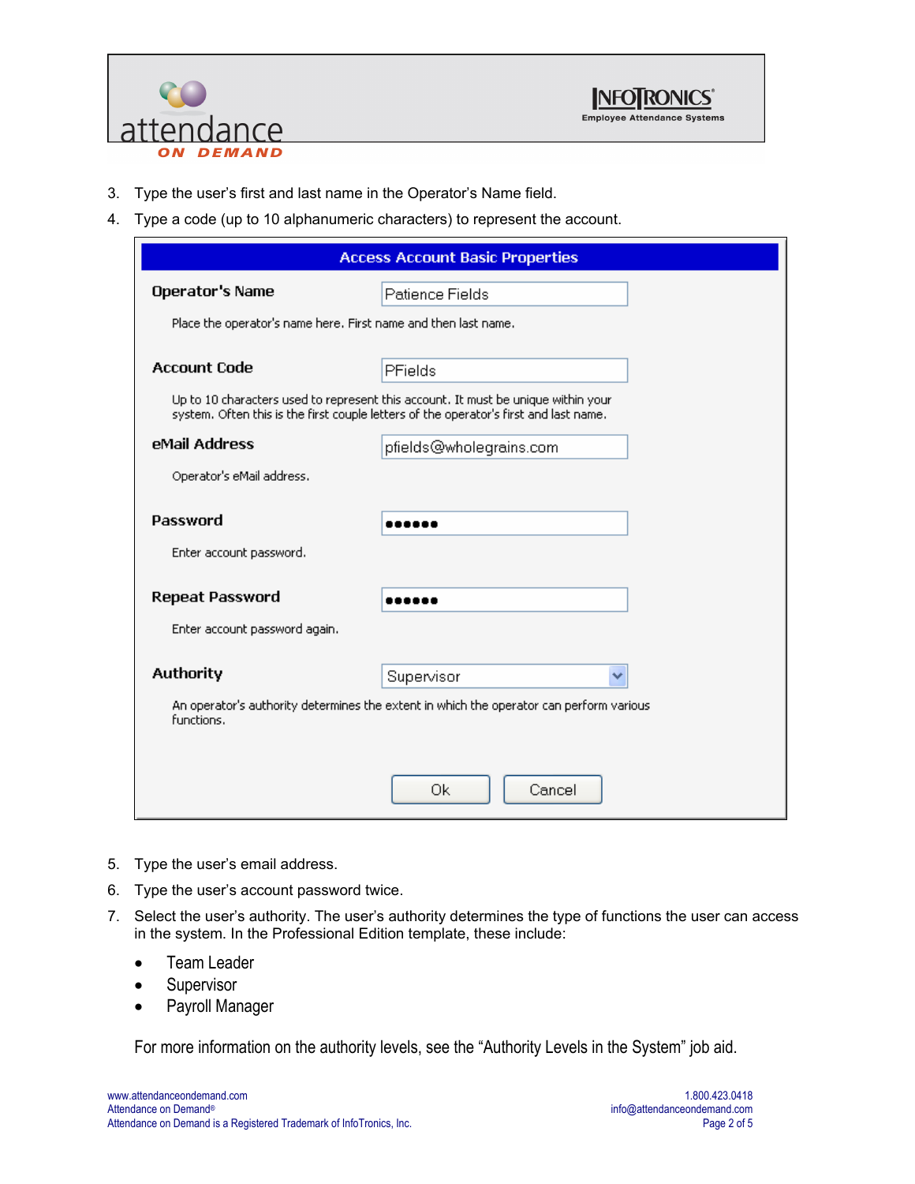3. Type the user's first and last name in the Operator's Name field.
4. Type a code (up to 10 alphanumeric characters) to represent the account.

**Access Account Basic Properties**

**Operator's Name** — Patience Fields

Place the operator's name here. First name and then last name.

**Account Code** — PFields

Up to 10 characters used to represent this account. It must be unique within your system. Often this is the first couple letters of the operator's first and last name.

**eMail Address** — pfields@wholegrains.com

Operator's eMail address.

**Password** — ●●●●●●

Enter account password.

**Repeat Password** — ●●●●●●

Enter account password again.

**Authority** — Supervisor

An operator's authority determines the extent in which the operator can perform various functions.

Ok | Cancel

5. Type the user's email address.
6. Type the user's account password twice.
7. Select the user's authority. The user's authority determines the type of functions the user can access in the system. In the Professional Edition template, these include:
   - Team Leader
   - Supervisor
   - Payroll Manager

   For more information on the authority levels, see the "Authority Levels in the System" job aid.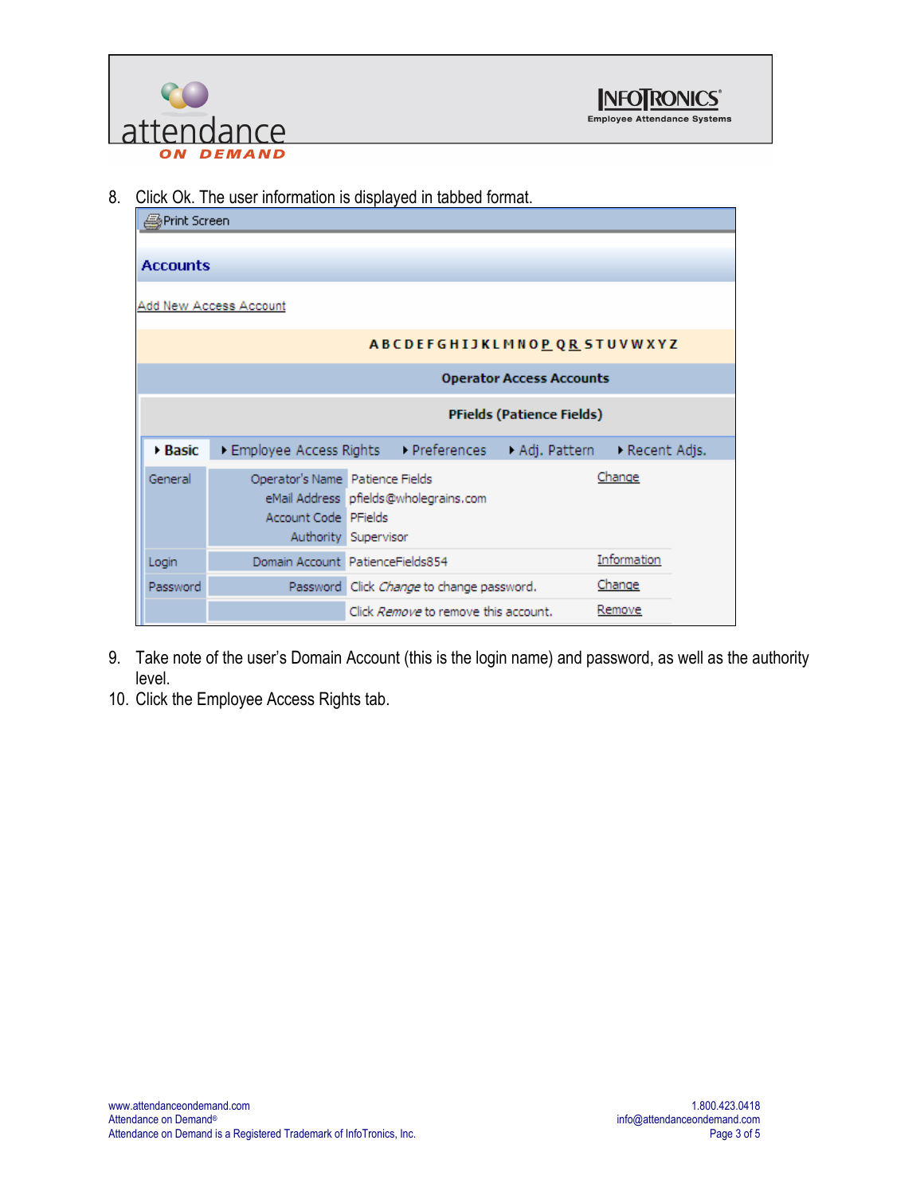8. Click Ok. The user information is displayed in tabbed format.

Print Screen

**Accounts**

Add New Access Account

A B C D E F G H I J K L M N O P Q R S T U V W X Y Z

**Operator Access Accounts**

**PFields (Patience Fields)**

▸ **Basic** ▸ Employee Access Rights ▸ Preferences ▸ Adj. Pattern ▸ Recent Adjs.

| | | | |
|---|---|---|---|
| General | Operator's Name | Patience Fields | Change |
| | eMail Address | pfields@wholegrains.com | |
| | Account Code | PFields | |
| | Authority | Supervisor | |
| Login | Domain Account | PatienceFields854 | Information |
| Password | Password | Click *Change* to change password. | Change |
| | | Click *Remove* to remove this account. | Remove |

9. Take note of the user's Domain Account (this is the login name) and password, as well as the authority level.
10. Click the Employee Access Rights tab.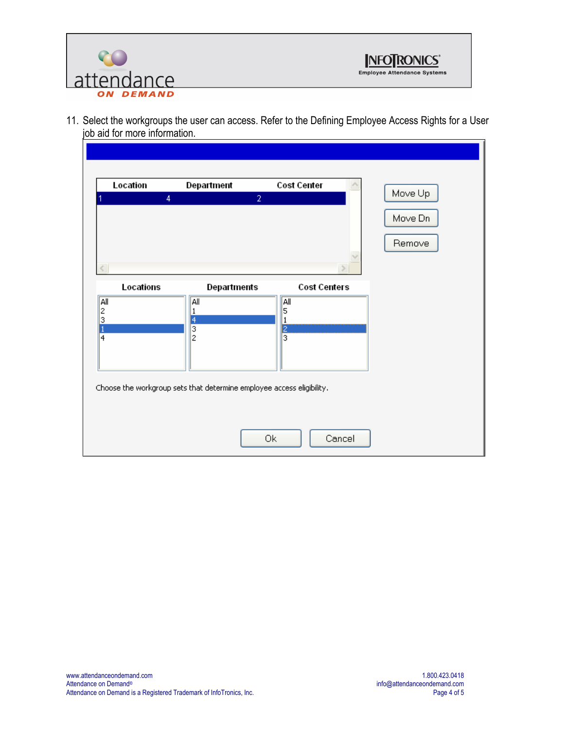11. Select the workgroups the user can access. Refer to the Defining Employee Access Rights for a User job aid for more information.

| Location | Department | Cost Center |
| --- | --- | --- |
| 1 | 4 | 2 |

Move Up

Move Dn

Remove

| Locations | Departments | Cost Centers |
| --- | --- | --- |
| All | All | All |
| 2 | 1 | 5 |
| 3 | 4 | 1 |
| 1 | 3 | 2 |
| 4 | 2 | 3 |

Choose the workgroup sets that determine employee access eligibility.

Ok Cancel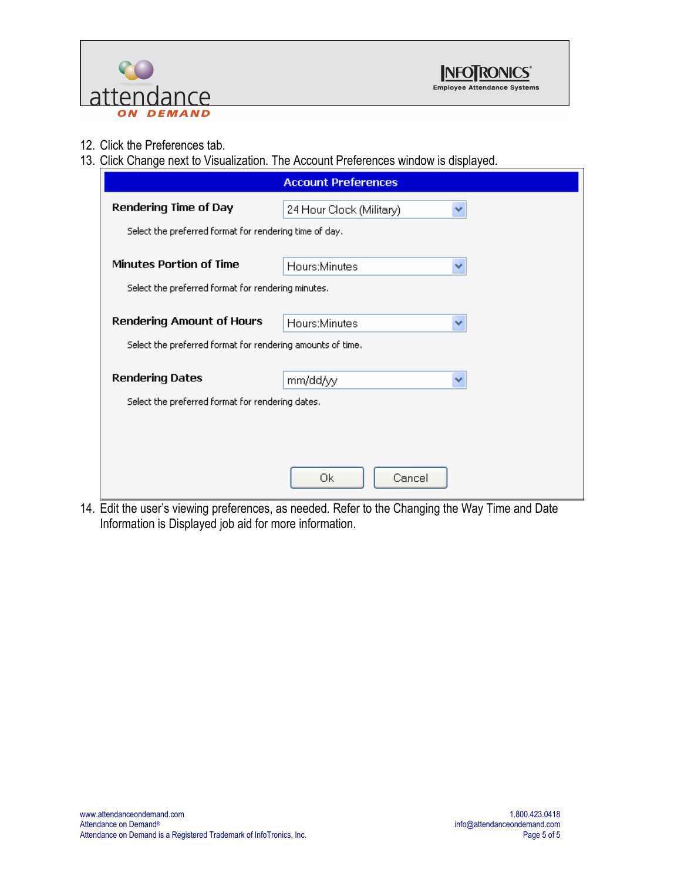12. Click the Preferences tab.
13. Click Change next to Visualization. The Account Preferences window is displayed.

**Account Preferences**

**Rendering Time of Day** — 24 Hour Clock (Military)

Select the preferred format for rendering time of day.

**Minutes Portion of Time** — Hours:Minutes

Select the preferred format for rendering minutes.

**Rendering Amount of Hours** — Hours:Minutes

Select the preferred format for rendering amounts of time.

**Rendering Dates** — mm/dd/yy

Select the preferred format for rendering dates.

Ok Cancel

14. Edit the user's viewing preferences, as needed. Refer to the Changing the Way Time and Date Information is Displayed job aid for more information.